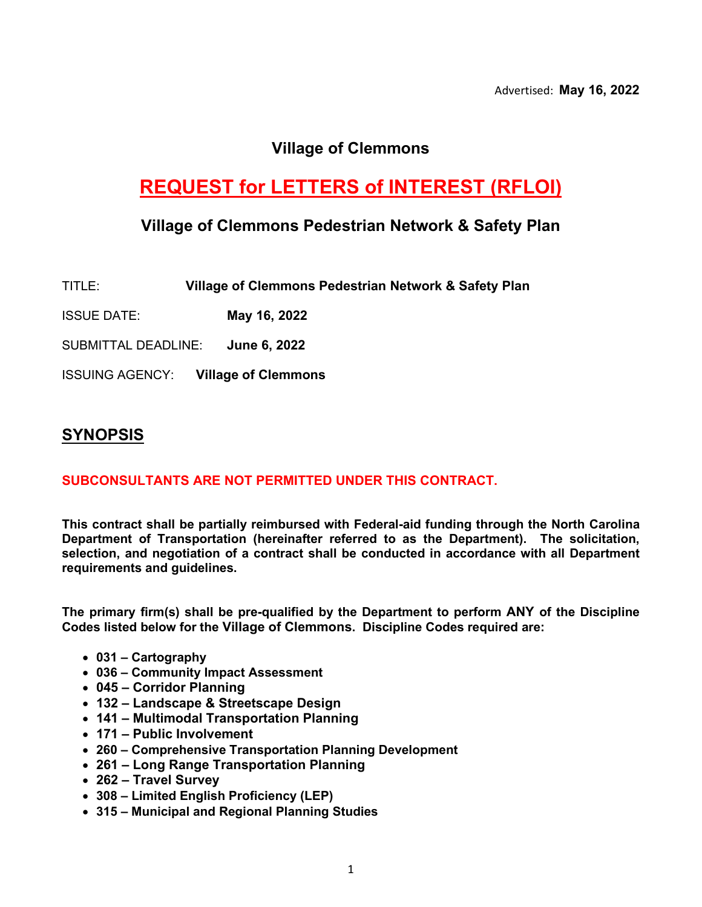Advertised: **May 16, 2022**

# Village of Clemmons

# REQUEST for LETTERS of INTEREST (RFLOI)

## Village of Clemmons Pedestrian Network & Safety Plan

TITLE: **Village of Clemmons Pedestrian Network & Safety Plan**

ISSUE DATE: **May 16, 2022**

SUBMITTAL DEADLINE: **June 6, 2022**

ISSUING AGENCY: **Village of Clemmons**

## SYNOPSIS

**SUBCONSULTANTS ARE NOT PERMITTED UNDER THIS CONTRACT.**

**This contract shall be partially reimbursed with Federal-aid funding through the North Carolina Department of Transportation (hereinafter referred to as the Department). The solicitation, selection, and negotiation of a contract shall be conducted in accordance with all Department requirements and guidelines.**

**The primary firm(s) shall be pre-qualified by the Department to perform ANY of the Discipline Codes listed below for the Village of Clemmons. Discipline Codes required are:**

- **031 – Cartography**
- **036 – Community Impact Assessment**
- **045 – Corridor Planning**
- **132 – Landscape & Streetscape Design**
- **141 – Multimodal Transportation Planning**
- **171 – Public Involvement**
- **260 – Comprehensive Transportation Planning Development**
- **261 – Long Range Transportation Planning**
- **262 – Travel Survey**
- **308 – Limited English Proficiency (LEP)**
- **315 – Municipal and Regional Planning Studies**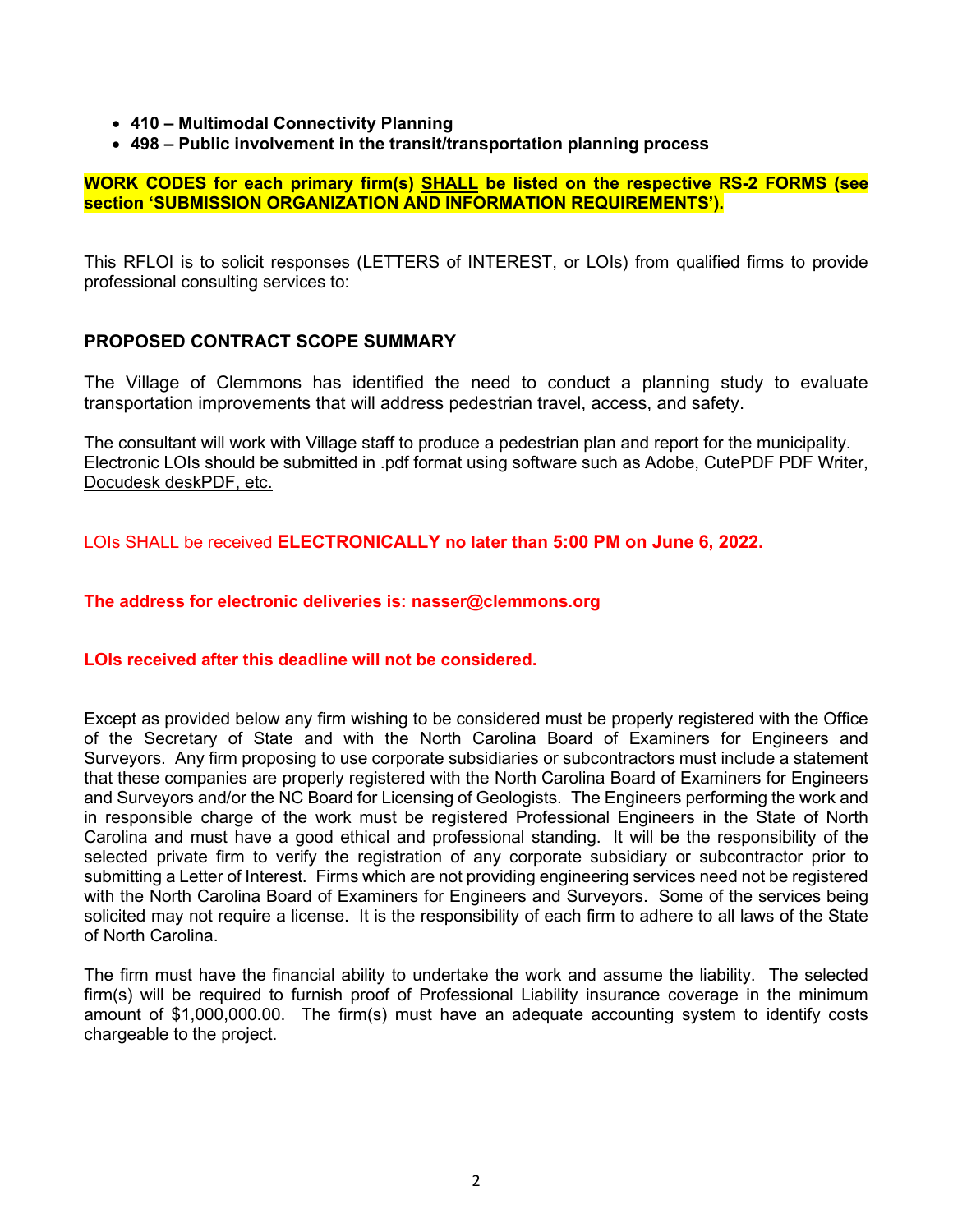- **410 – Multimodal Connectivity Planning**
- **498 – Public involvement in the transit/transportation planning process**

**WORK CODES for each primary firm(s) SHALL be listed on the respective RS-2 FORMS (see section 'SUBMISSION ORGANIZATION AND INFORMATION REQUIREMENTS').**

This RFLOI is to solicit responses (LETTERS of INTEREST, or LOIs) from qualified firms to provide professional consulting services to:

## PROPOSED CONTRACT SCOPE SUMMARY

The Village of Clemmons has identified the need to conduct a planning study to evaluate transportation improvements that will address pedestrian travel, access, and safety.

The consultant will work with Village staff to produce a pedestrian plan and report for the municipality. Electronic LOIs should be submitted in .pdf format using software such as Adobe, CutePDF PDF Writer, Docudesk deskPDF, etc.

LOIs SHALL be received **ELECTRONICALLY no later than 5:00 PM on June 6, 2022.**

**The address for electronic deliveries is: nasser@clemmons.org**

**LOIs received after this deadline will not be considered.**

Except as provided below any firm wishing to be considered must be properly registered with the Office of the Secretary of State and with the North Carolina Board of Examiners for Engineers and Surveyors. Any firm proposing to use corporate subsidiaries or subcontractors must include a statement that these companies are properly registered with the North Carolina Board of Examiners for Engineers and Surveyors and/or the NC Board for Licensing of Geologists. The Engineers performing the work and in responsible charge of the work must be registered Professional Engineers in the State of North Carolina and must have a good ethical and professional standing. It will be the responsibility of the selected private firm to verify the registration of any corporate subsidiary or subcontractor prior to submitting a Letter of Interest. Firms which are not providing engineering services need not be registered with the North Carolina Board of Examiners for Engineers and Surveyors. Some of the services being solicited may not require a license. It is the responsibility of each firm to adhere to all laws of the State of North Carolina.

The firm must have the financial ability to undertake the work and assume the liability. The selected firm(s) will be required to furnish proof of Professional Liability insurance coverage in the minimum amount of $1,000,000.00. The firm(s) must have an adequate accounting system to identify costs chargeable to the project.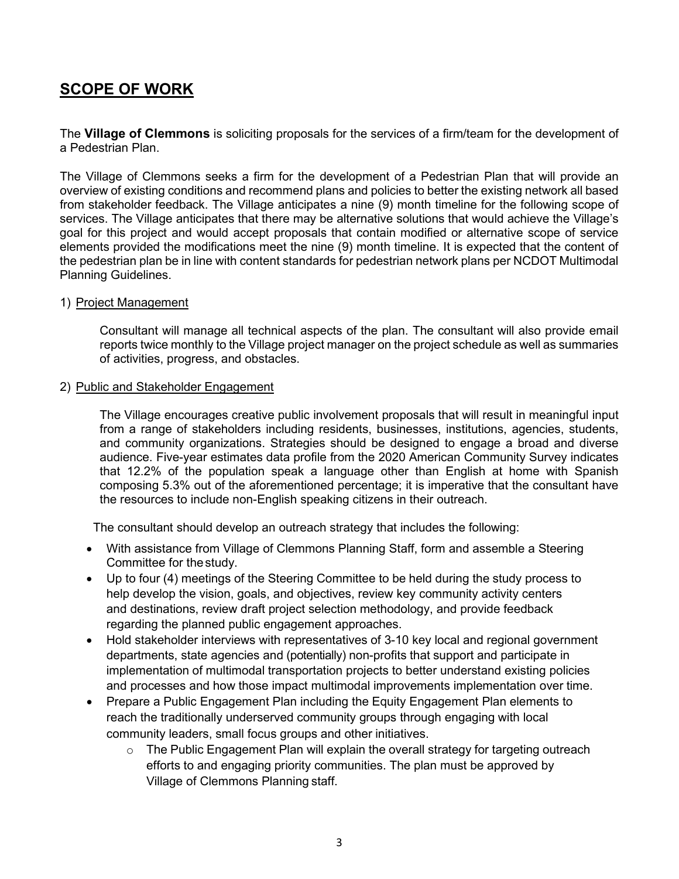## SCOPE OF WORK

The **Village of Clemmons** is soliciting proposals for the services of a firm/team for the development of a Pedestrian Plan.

The Village of Clemmons seeks a firm for the development of a Pedestrian Plan that will provide an overview of existing conditions and recommend plans and policies to better the existing network all based from stakeholder feedback. The Village anticipates a nine (9) month timeline for the following scope of services. The Village anticipates that there may be alternative solutions that would achieve the Village's goal for this project and would accept proposals that contain modified or alternative scope of service elements provided the modifications meet the nine (9) month timeline. It is expected that the content of the pedestrian plan be in line with content standards for pedestrian network plans per NCDOT Multimodal Planning Guidelines.

1) Project Management

   Consultant will manage all technical aspects of the plan. The consultant will also provide email reports twice monthly to the Village project manager on the project schedule as well as summaries of activities, progress, and obstacles.

2) Public and Stakeholder Engagement

   The Village encourages creative public involvement proposals that will result in meaningful input from a range of stakeholders including residents, businesses, institutions, agencies, students, and community organizations. Strategies should be designed to engage a broad and diverse audience. Five-year estimates data profile from the 2020 American Community Survey indicates that 12.2% of the population speak a language other than English at home with Spanish composing 5.3% out of the aforementioned percentage; it is imperative that the consultant have the resources to include non-English speaking citizens in their outreach.

   The consultant should develop an outreach strategy that includes the following:

   - With assistance from Village of Clemmons Planning Staff, form and assemble a Steering Committee for the study.
   - Up to four (4) meetings of the Steering Committee to be held during the study process to help develop the vision, goals, and objectives, review key community activity centers and destinations, review draft project selection methodology, and provide feedback regarding the planned public engagement approaches.
   - Hold stakeholder interviews with representatives of 3-10 key local and regional government departments, state agencies and (potentially) non-profits that support and participate in implementation of multimodal transportation projects to better understand existing policies and processes and how those impact multimodal improvements implementation over time.
   - Prepare a Public Engagement Plan including the Equity Engagement Plan elements to reach the traditionally underserved community groups through engaging with local community leaders, small focus groups and other initiatives.
     - The Public Engagement Plan will explain the overall strategy for targeting outreach efforts to and engaging priority communities. The plan must be approved by Village of Clemmons Planning staff.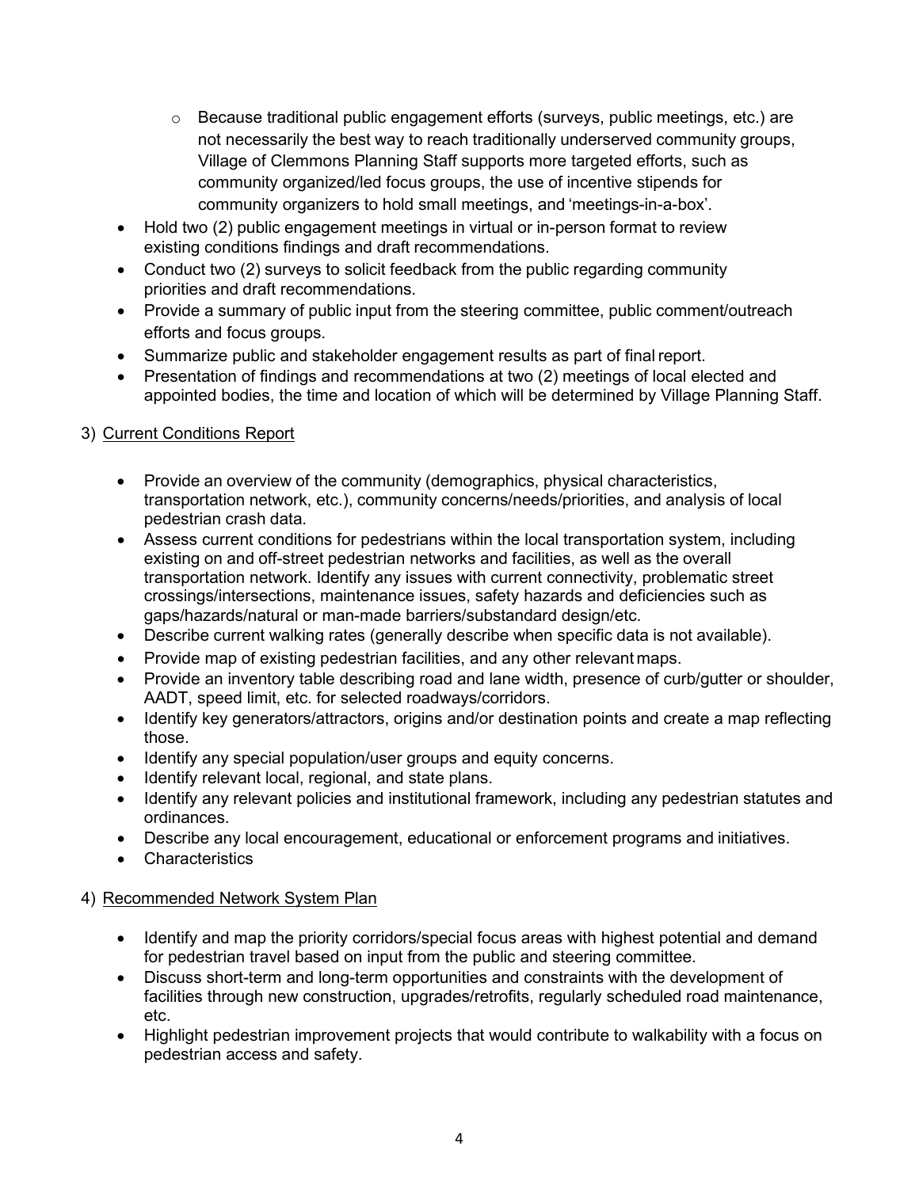- Because traditional public engagement efforts (surveys, public meetings, etc.) are not necessarily the best way to reach traditionally underserved community groups, Village of Clemmons Planning Staff supports more targeted efforts, such as community organized/led focus groups, the use of incentive stipends for community organizers to hold small meetings, and 'meetings-in-a-box'.
- Hold two (2) public engagement meetings in virtual or in-person format to review existing conditions findings and draft recommendations.
- Conduct two (2) surveys to solicit feedback from the public regarding community priorities and draft recommendations.
- Provide a summary of public input from the steering committee, public comment/outreach efforts and focus groups.
- Summarize public and stakeholder engagement results as part of final report.
- Presentation of findings and recommendations at two (2) meetings of local elected and appointed bodies, the time and location of which will be determined by Village Planning Staff.

3) <u>Current Conditions Report</u>

- Provide an overview of the community (demographics, physical characteristics, transportation network, etc.), community concerns/needs/priorities, and analysis of local pedestrian crash data.
- Assess current conditions for pedestrians within the local transportation system, including existing on and off-street pedestrian networks and facilities, as well as the overall transportation network. Identify any issues with current connectivity, problematic street crossings/intersections, maintenance issues, safety hazards and deficiencies such as gaps/hazards/natural or man-made barriers/substandard design/etc.
- Describe current walking rates (generally describe when specific data is not available).
- Provide map of existing pedestrian facilities, and any other relevant maps.
- Provide an inventory table describing road and lane width, presence of curb/gutter or shoulder, AADT, speed limit, etc. for selected roadways/corridors.
- Identify key generators/attractors, origins and/or destination points and create a map reflecting those.
- Identify any special population/user groups and equity concerns.
- Identify relevant local, regional, and state plans.
- Identify any relevant policies and institutional framework, including any pedestrian statutes and ordinances.
- Describe any local encouragement, educational or enforcement programs and initiatives.
- Characteristics

4) <u>Recommended Network System Plan</u>

- Identify and map the priority corridors/special focus areas with highest potential and demand for pedestrian travel based on input from the public and steering committee.
- Discuss short-term and long-term opportunities and constraints with the development of facilities through new construction, upgrades/retrofits, regularly scheduled road maintenance, etc.
- Highlight pedestrian improvement projects that would contribute to walkability with a focus on pedestrian access and safety.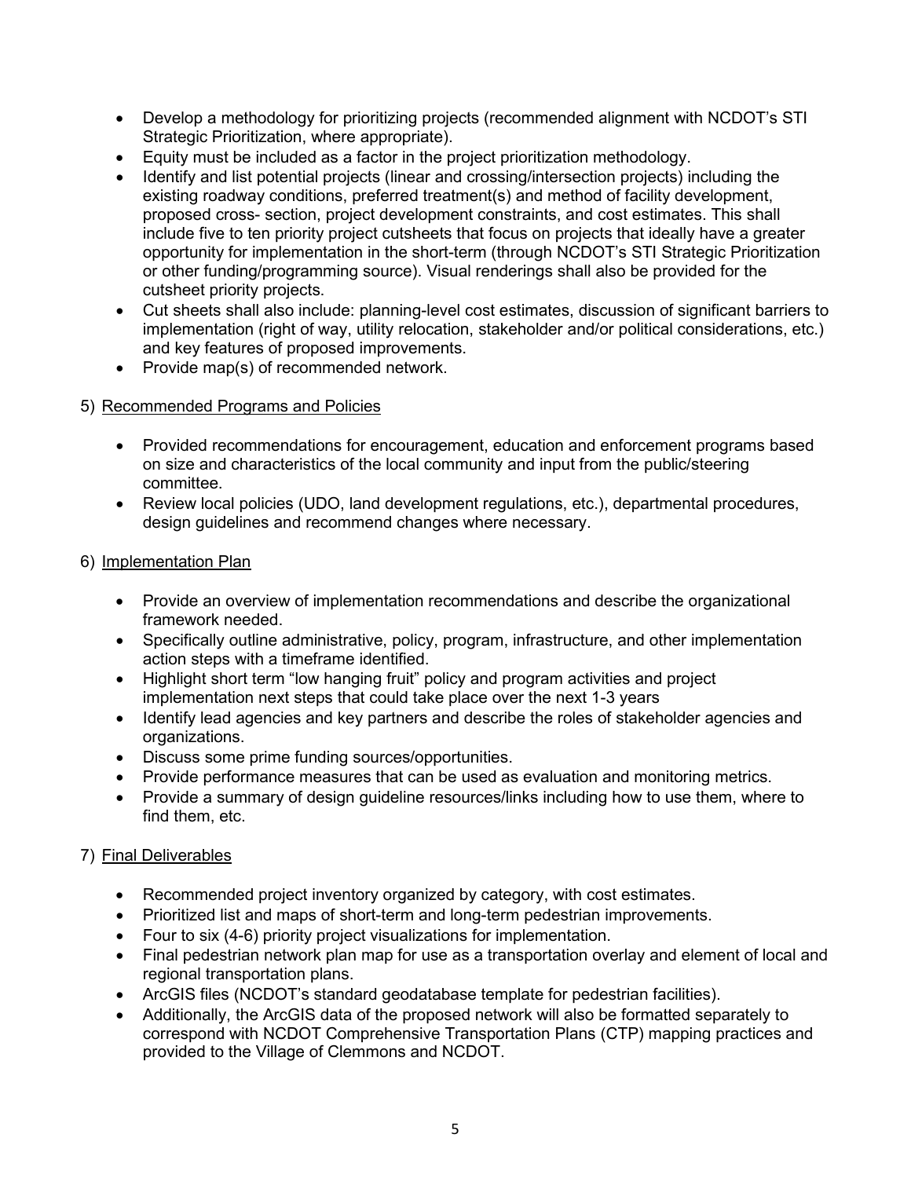- Develop a methodology for prioritizing projects (recommended alignment with NCDOT's STI Strategic Prioritization, where appropriate).
- Equity must be included as a factor in the project prioritization methodology.
- Identify and list potential projects (linear and crossing/intersection projects) including the existing roadway conditions, preferred treatment(s) and method of facility development, proposed cross- section, project development constraints, and cost estimates. This shall include five to ten priority project cutsheets that focus on projects that ideally have a greater opportunity for implementation in the short-term (through NCDOT's STI Strategic Prioritization or other funding/programming source). Visual renderings shall also be provided for the cutsheet priority projects.
- Cut sheets shall also include: planning-level cost estimates, discussion of significant barriers to implementation (right of way, utility relocation, stakeholder and/or political considerations, etc.) and key features of proposed improvements.
- Provide map(s) of recommended network.

5) <u>Recommended Programs and Policies</u>

- Provided recommendations for encouragement, education and enforcement programs based on size and characteristics of the local community and input from the public/steering committee.
- Review local policies (UDO, land development regulations, etc.), departmental procedures, design guidelines and recommend changes where necessary.

6) <u>Implementation Plan</u>

- Provide an overview of implementation recommendations and describe the organizational framework needed.
- Specifically outline administrative, policy, program, infrastructure, and other implementation action steps with a timeframe identified.
- Highlight short term "low hanging fruit" policy and program activities and project implementation next steps that could take place over the next 1-3 years
- Identify lead agencies and key partners and describe the roles of stakeholder agencies and organizations.
- Discuss some prime funding sources/opportunities.
- Provide performance measures that can be used as evaluation and monitoring metrics.
- Provide a summary of design guideline resources/links including how to use them, where to find them, etc.

7) <u>Final Deliverables</u>

- Recommended project inventory organized by category, with cost estimates.
- Prioritized list and maps of short-term and long-term pedestrian improvements.
- Four to six (4-6) priority project visualizations for implementation.
- Final pedestrian network plan map for use as a transportation overlay and element of local and regional transportation plans.
- ArcGIS files (NCDOT's standard geodatabase template for pedestrian facilities).
- Additionally, the ArcGIS data of the proposed network will also be formatted separately to correspond with NCDOT Comprehensive Transportation Plans (CTP) mapping practices and provided to the Village of Clemmons and NCDOT.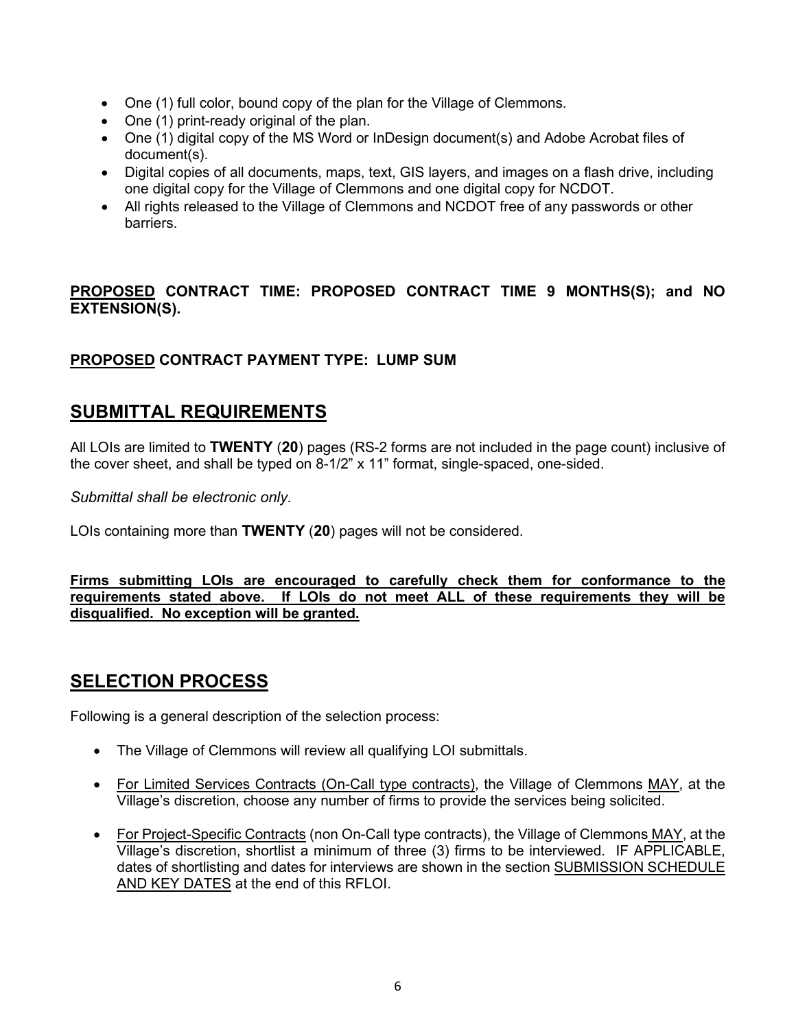- One (1) full color, bound copy of the plan for the Village of Clemmons.
- One (1) print-ready original of the plan.
- One (1) digital copy of the MS Word or InDesign document(s) and Adobe Acrobat files of document(s).
- Digital copies of all documents, maps, text, GIS layers, and images on a flash drive, including one digital copy for the Village of Clemmons and one digital copy for NCDOT.
- All rights released to the Village of Clemmons and NCDOT free of any passwords or other barriers.

**<u>PROPOSED</u> CONTRACT TIME: PROPOSED CONTRACT TIME 9 MONTHS(S); and NO EXTENSION(S).**

**<u>PROPOSED</u> CONTRACT PAYMENT TYPE: LUMP SUM**

## SUBMITTAL REQUIREMENTS

All LOIs are limited to **TWENTY** (**20**) pages (RS-2 forms are not included in the page count) inclusive of the cover sheet, and shall be typed on 8-1/2" x 11" format, single-spaced, one-sided.

*Submittal shall be electronic only.*

LOIs containing more than **TWENTY** (**20**) pages will not be considered.

**<u>Firms submitting LOIs are encouraged to carefully check them for conformance to the requirements stated above. If LOIs do not meet ALL of these requirements they will be disqualified. No exception will be granted.</u>**

## SELECTION PROCESS

Following is a general description of the selection process:

- The Village of Clemmons will review all qualifying LOI submittals.
- <u>For Limited Services Contracts (On-Call type contracts)</u>, the Village of Clemmons <u>MAY</u>, at the Village's discretion, choose any number of firms to provide the services being solicited.
- <u>For Project-Specific Contracts</u> (non On-Call type contracts), the Village of Clemmons <u>MAY</u>, at the Village's discretion, shortlist a minimum of three (3) firms to be interviewed. IF APPLICABLE, dates of shortlisting and dates for interviews are shown in the section <u>SUBMISSION SCHEDULE AND KEY DATES</u> at the end of this RFLOI.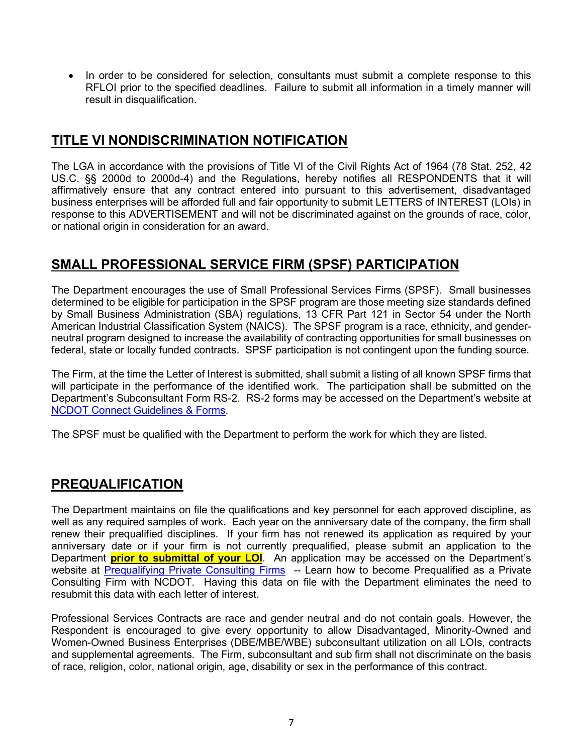- In order to be considered for selection, consultants must submit a complete response to this RFLOI prior to the specified deadlines. Failure to submit all information in a timely manner will result in disqualification.

## TITLE VI NONDISCRIMINATION NOTIFICATION

The LGA in accordance with the provisions of Title VI of the Civil Rights Act of 1964 (78 Stat. 252, 42 US.C. §§ 2000d to 2000d-4) and the Regulations, hereby notifies all RESPONDENTS that it will affirmatively ensure that any contract entered into pursuant to this advertisement, disadvantaged business enterprises will be afforded full and fair opportunity to submit LETTERS of INTEREST (LOIs) in response to this ADVERTISEMENT and will not be discriminated against on the grounds of race, color, or national origin in consideration for an award.

## SMALL PROFESSIONAL SERVICE FIRM (SPSF) PARTICIPATION

The Department encourages the use of Small Professional Services Firms (SPSF). Small businesses determined to be eligible for participation in the SPSF program are those meeting size standards defined by Small Business Administration (SBA) regulations, 13 CFR Part 121 in Sector 54 under the North American Industrial Classification System (NAICS). The SPSF program is a race, ethnicity, and gender-neutral program designed to increase the availability of contracting opportunities for small businesses on federal, state or locally funded contracts. SPSF participation is not contingent upon the funding source.

The Firm, at the time the Letter of Interest is submitted, shall submit a listing of all known SPSF firms that will participate in the performance of the identified work. The participation shall be submitted on the Department's Subconsultant Form RS-2. RS-2 forms may be accessed on the Department's website at NCDOT Connect Guidelines & Forms.

The SPSF must be qualified with the Department to perform the work for which they are listed.

## PREQUALIFICATION

The Department maintains on file the qualifications and key personnel for each approved discipline, as well as any required samples of work. Each year on the anniversary date of the company, the firm shall renew their prequalified disciplines. If your firm has not renewed its application as required by your anniversary date or if your firm is not currently prequalified, please submit an application to the Department **prior to submittal of your LOI**. An application may be accessed on the Department's website at Prequalifying Private Consulting Firms -- Learn how to become Prequalified as a Private Consulting Firm with NCDOT. Having this data on file with the Department eliminates the need to resubmit this data with each letter of interest.

Professional Services Contracts are race and gender neutral and do not contain goals. However, the Respondent is encouraged to give every opportunity to allow Disadvantaged, Minority-Owned and Women-Owned Business Enterprises (DBE/MBE/WBE) subconsultant utilization on all LOIs, contracts and supplemental agreements. The Firm, subconsultant and sub firm shall not discriminate on the basis of race, religion, color, national origin, age, disability or sex in the performance of this contract.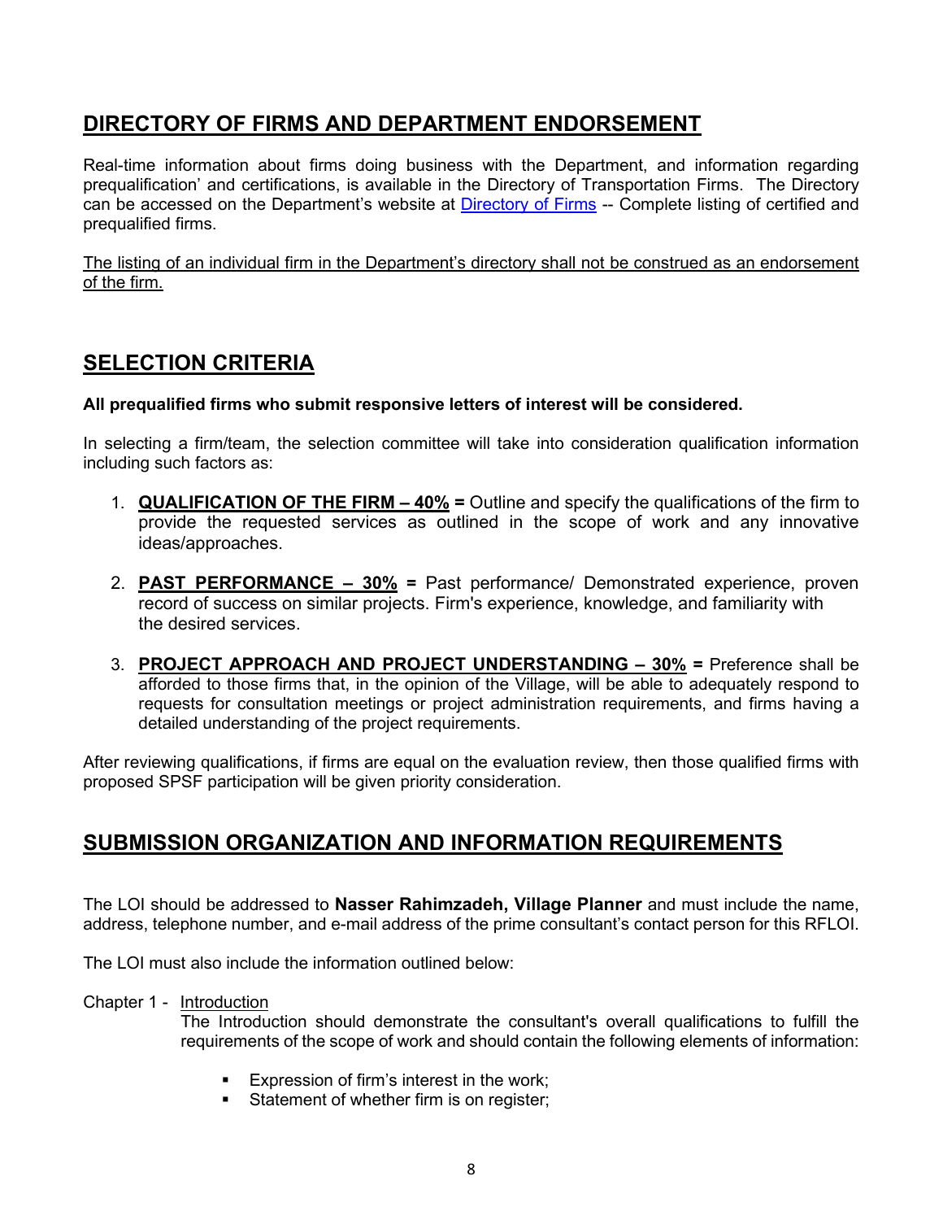## DIRECTORY OF FIRMS AND DEPARTMENT ENDORSEMENT

Real-time information about firms doing business with the Department, and information regarding prequalification' and certifications, is available in the Directory of Transportation Firms. The Directory can be accessed on the Department's website at Directory of Firms -- Complete listing of certified and prequalified firms.

The listing of an individual firm in the Department's directory shall not be construed as an endorsement of the firm.

## SELECTION CRITERIA

**All prequalified firms who submit responsive letters of interest will be considered.**

In selecting a firm/team, the selection committee will take into consideration qualification information including such factors as:

1. **QUALIFICATION OF THE FIRM – 40% =** Outline and specify the qualifications of the firm to provide the requested services as outlined in the scope of work and any innovative ideas/approaches.

2. **PAST PERFORMANCE – 30% =** Past performance/ Demonstrated experience, proven record of success on similar projects. Firm's experience, knowledge, and familiarity with the desired services.

3. **PROJECT APPROACH AND PROJECT UNDERSTANDING – 30% =** Preference shall be afforded to those firms that, in the opinion of the Village, will be able to adequately respond to requests for consultation meetings or project administration requirements, and firms having a detailed understanding of the project requirements.

After reviewing qualifications, if firms are equal on the evaluation review, then those qualified firms with proposed SPSF participation will be given priority consideration.

## SUBMISSION ORGANIZATION AND INFORMATION REQUIREMENTS

The LOI should be addressed to **Nasser Rahimzadeh, Village Planner** and must include the name, address, telephone number, and e-mail address of the prime consultant's contact person for this RFLOI.

The LOI must also include the information outlined below:

Chapter 1 - Introduction

The Introduction should demonstrate the consultant's overall qualifications to fulfill the requirements of the scope of work and should contain the following elements of information:

- Expression of firm's interest in the work;
- Statement of whether firm is on register;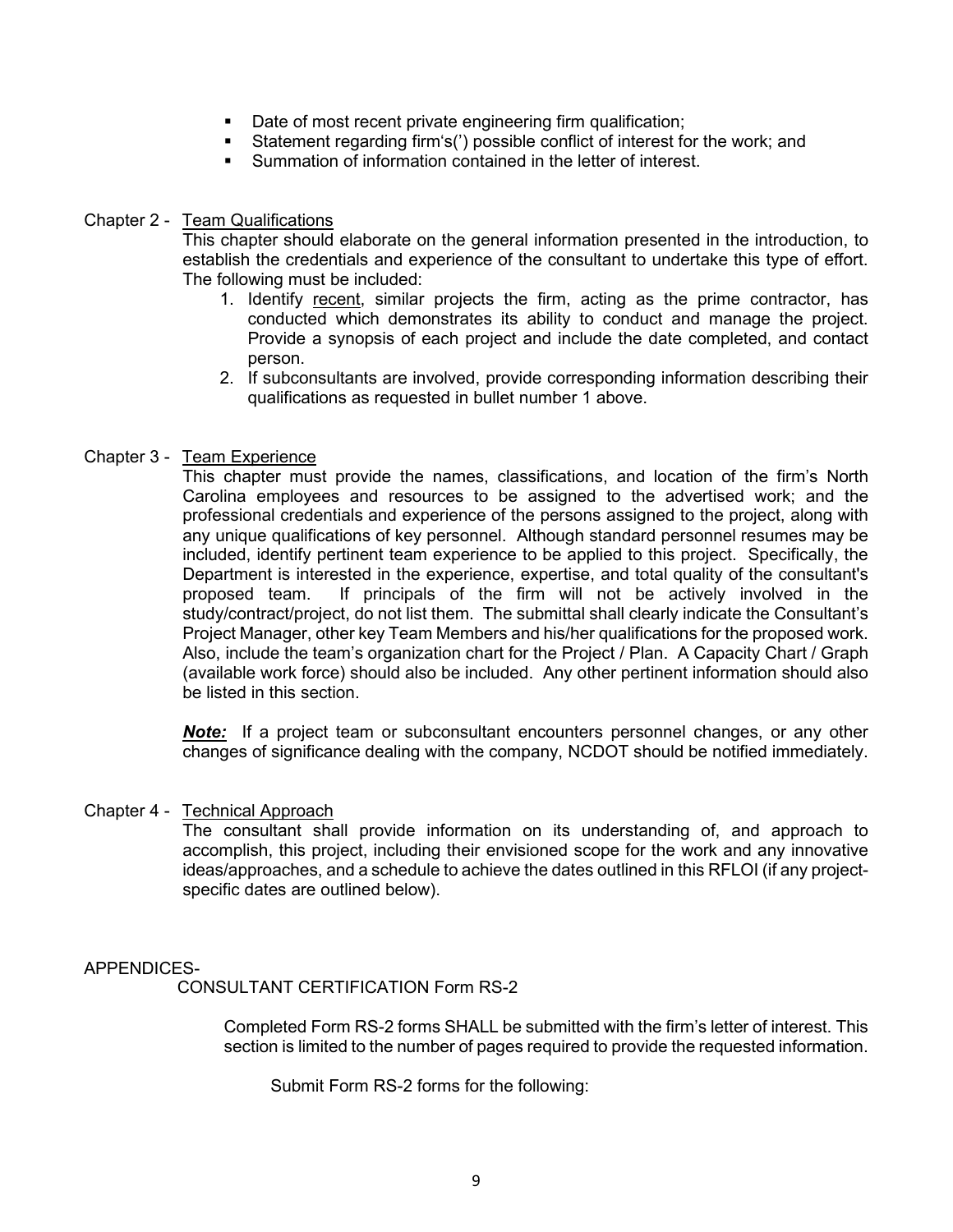- Date of most recent private engineering firm qualification;
- Statement regarding firm's(') possible conflict of interest for the work; and
- Summation of information contained in the letter of interest.

Chapter 2 - <u>Team Qualifications</u>

This chapter should elaborate on the general information presented in the introduction, to establish the credentials and experience of the consultant to undertake this type of effort. The following must be included:

1. Identify <u>recent</u>, similar projects the firm, acting as the prime contractor, has conducted which demonstrates its ability to conduct and manage the project. Provide a synopsis of each project and include the date completed, and contact person.
2. If subconsultants are involved, provide corresponding information describing their qualifications as requested in bullet number 1 above.

Chapter 3 - <u>Team Experience</u>

This chapter must provide the names, classifications, and location of the firm's North Carolina employees and resources to be assigned to the advertised work; and the professional credentials and experience of the persons assigned to the project, along with any unique qualifications of key personnel. Although standard personnel resumes may be included, identify pertinent team experience to be applied to this project. Specifically, the Department is interested in the experience, expertise, and total quality of the consultant's proposed team. If principals of the firm will not be actively involved in the study/contract/project, do not list them. The submittal shall clearly indicate the Consultant's Project Manager, other key Team Members and his/her qualifications for the proposed work. Also, include the team's organization chart for the Project / Plan. A Capacity Chart / Graph (available work force) should also be included. Any other pertinent information should also be listed in this section.

***<u>Note:</u>*** If a project team or subconsultant encounters personnel changes, or any other changes of significance dealing with the company, NCDOT should be notified immediately.

Chapter 4 - <u>Technical Approach</u>

The consultant shall provide information on its understanding of, and approach to accomplish, this project, including their envisioned scope for the work and any innovative ideas/approaches, and a schedule to achieve the dates outlined in this RFLOI (if any project-specific dates are outlined below).

APPENDICES-

CONSULTANT CERTIFICATION Form RS-2

Completed Form RS-2 forms SHALL be submitted with the firm's letter of interest. This section is limited to the number of pages required to provide the requested information.

Submit Form RS-2 forms for the following: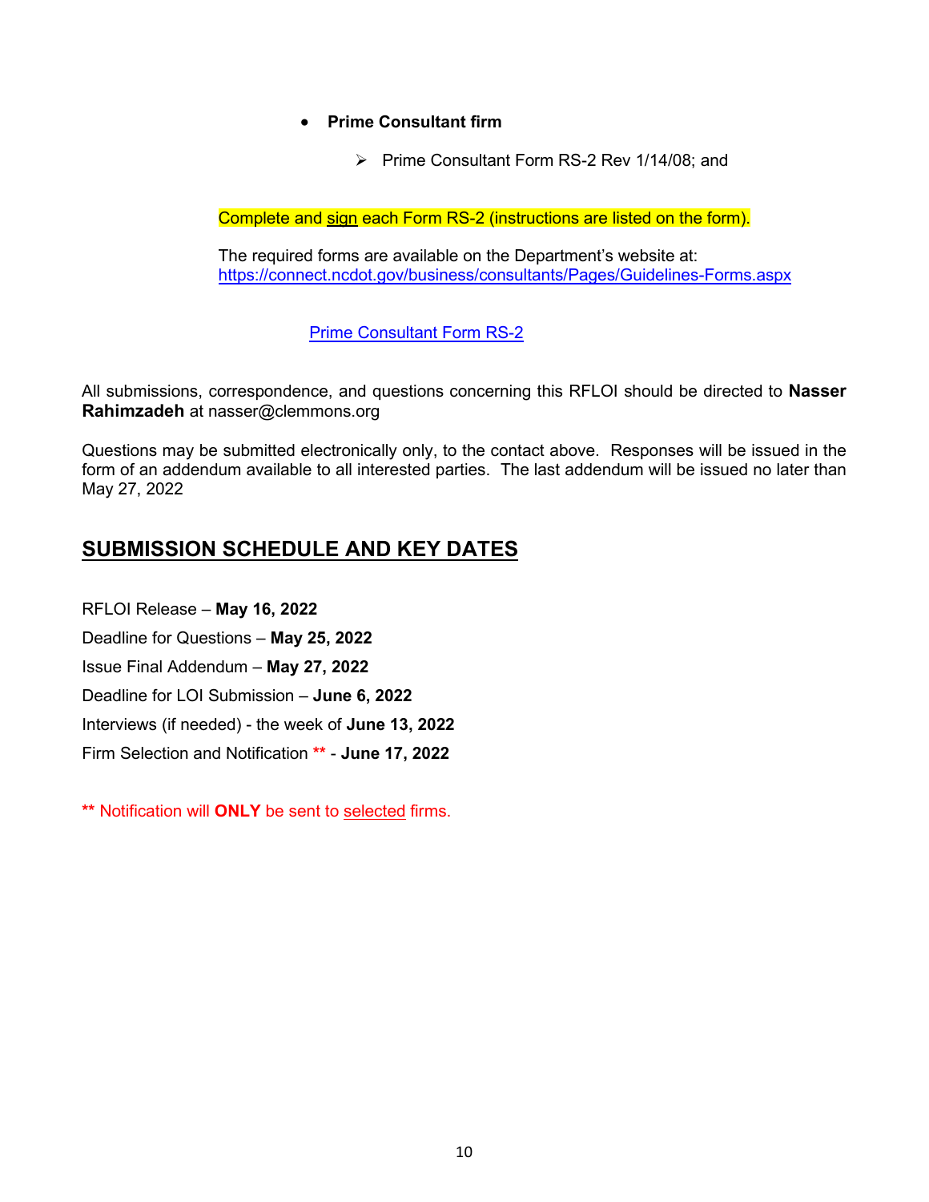- **Prime Consultant firm**
  - Prime Consultant Form RS-2 Rev 1/14/08; and

Complete and sign each Form RS-2 (instructions are listed on the form).

The required forms are available on the Department's website at:
https://connect.ncdot.gov/business/consultants/Pages/Guidelines-Forms.aspx

Prime Consultant Form RS-2

All submissions, correspondence, and questions concerning this RFLOI should be directed to **Nasser Rahimzadeh** at nasser@clemmons.org

Questions may be submitted electronically only, to the contact above. Responses will be issued in the form of an addendum available to all interested parties. The last addendum will be issued no later than May 27, 2022

## SUBMISSION SCHEDULE AND KEY DATES

RFLOI Release – **May 16, 2022**

Deadline for Questions – **May 25, 2022**

Issue Final Addendum – **May 27, 2022**

Deadline for LOI Submission – **June 6, 2022**

Interviews (if needed) - the week of **June 13, 2022**

Firm Selection and Notification **\*\*** - **June 17, 2022**

**\*\*** Notification will **ONLY** be sent to selected firms.